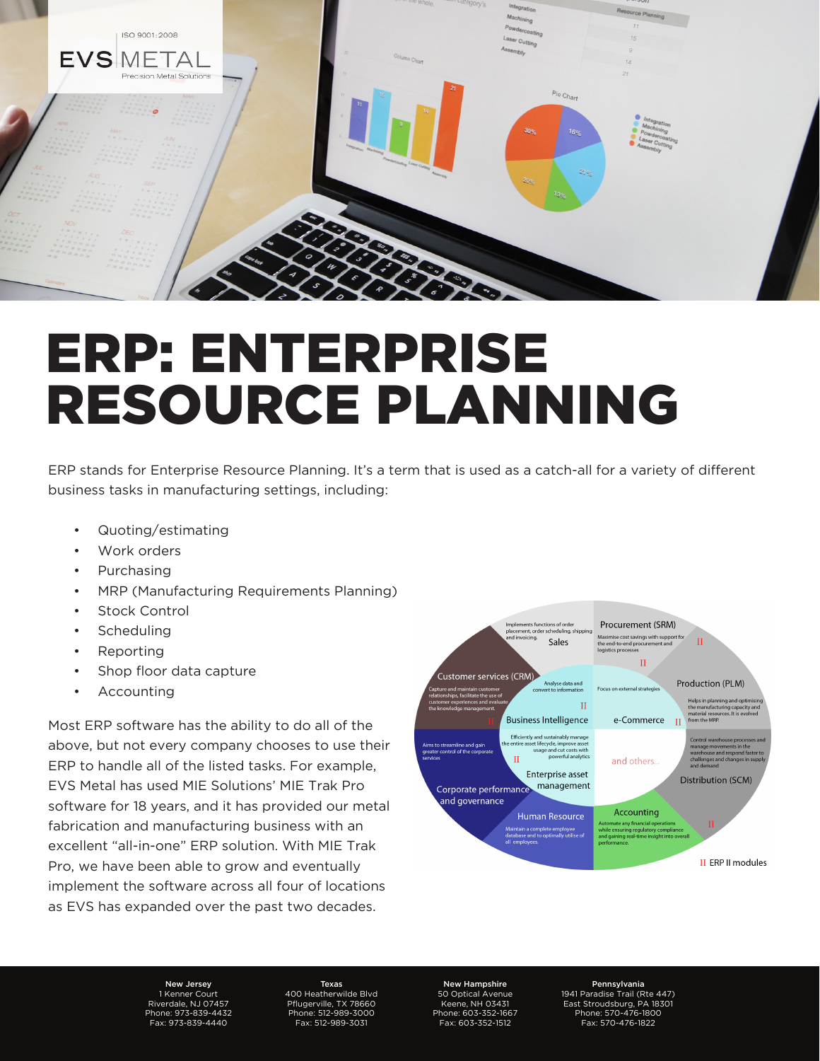# ERP: ENTERPRISE RESOURCE PLANNING

ERP stands for Enterprise Resource Planning. It's a term that is used as a catch-all for a variety of different business tasks in manufacturing settings, including:

- Quoting/estimating
- Work orders
- Purchasing
- MRP (Manufacturing Requirements Planning)
- Stock Control
- Scheduling
- Reporting
- Shop floor data capture
- Accounting

Most ERP software has the ability to do all of the above, but not every company chooses to use their ERP to handle all of the listed tasks. For example, EVS Metal has used MIE Solutions' MIE Trak Pro software for 18 years, and it has provided our metal fabrication and manufacturing business with an excellent "all-in-one" ERP solution. With MIE Trak Pro, we have been able to grow and eventually implement the software across all four of locations as EVS has expanded over the past two decades.

**New Jersey**
1 Kenner Court
Riverdale, NJ 07457
Phone: 973-839-4432
Fax: 973-839-4440

**Texas**
400 Heatherwilde Blvd
Pflugerville, TX 78660
Phone: 512-989-3000
Fax: 512-989-3031

**New Hampshire**
50 Optical Avenue
Keene, NH 03431
Phone: 603-352-1667
Fax: 603-352-1512

**Pennsylvania**
1941 Paradise Trail (Rte 447)
East Stroudsburg, PA 18301
Phone: 570-476-1800
Fax: 570-476-1822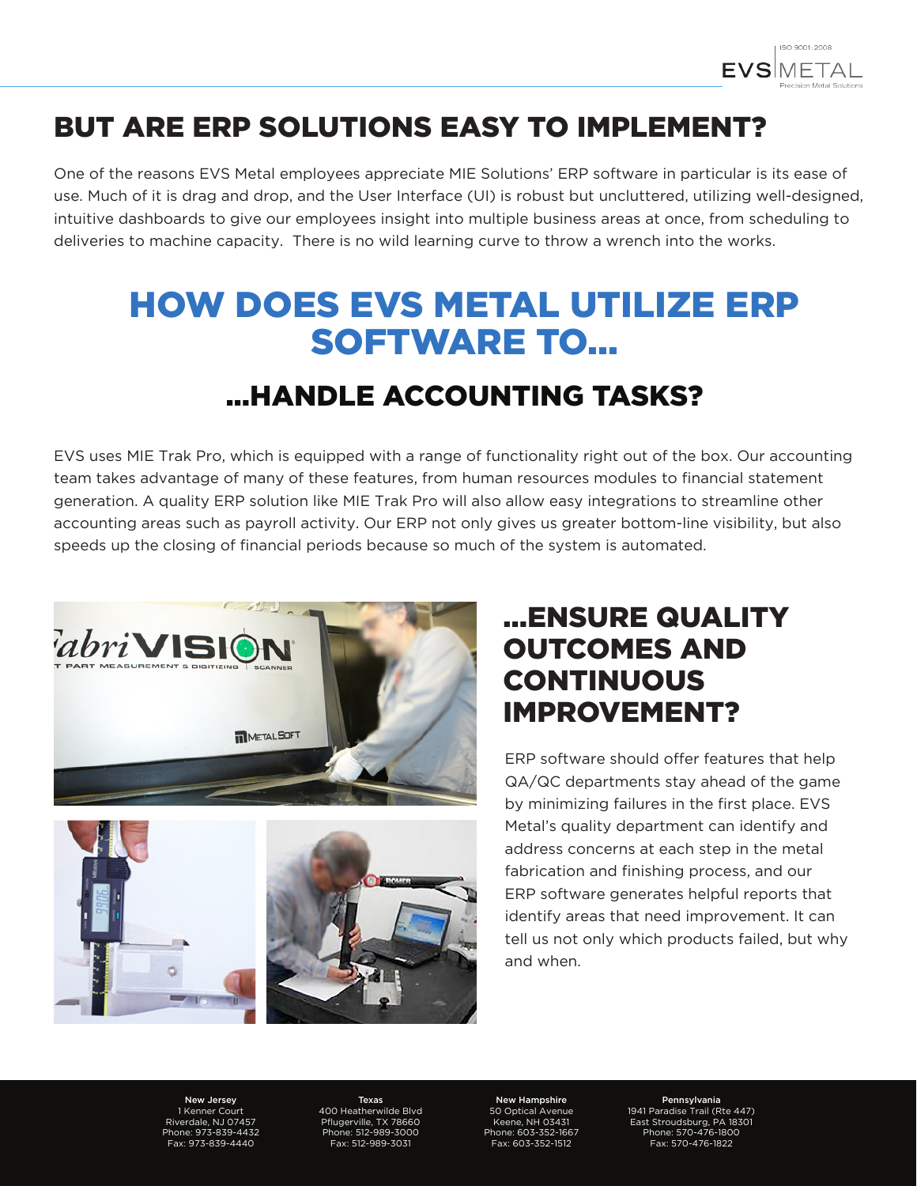## BUT ARE ERP SOLUTIONS EASY TO IMPLEMENT?

One of the reasons EVS Metal employees appreciate MIE Solutions' ERP software in particular is its ease of use. Much of it is drag and drop, and the User Interface (UI) is robust but uncluttered, utilizing well-designed, intuitive dashboards to give our employees insight into multiple business areas at once, from scheduling to deliveries to machine capacity. There is no wild learning curve to throw a wrench into the works.

# HOW DOES EVS METAL UTILIZE ERP SOFTWARE TO...

## ...HANDLE ACCOUNTING TASKS?

EVS uses MIE Trak Pro, which is equipped with a range of functionality right out of the box. Our accounting team takes advantage of many of these features, from human resources modules to financial statement generation. A quality ERP solution like MIE Trak Pro will also allow easy integrations to streamline other accounting areas such as payroll activity. Our ERP not only gives us greater bottom-line visibility, but also speeds up the closing of financial periods because so much of the system is automated.

## ...ENSURE QUALITY OUTCOMES AND CONTINUOUS IMPROVEMENT?

ERP software should offer features that help QA/QC departments stay ahead of the game by minimizing failures in the first place. EVS Metal's quality department can identify and address concerns at each step in the metal fabrication and finishing process, and our ERP software generates helpful reports that identify areas that need improvement. It can tell us not only which products failed, but why and when.

**New Jersey**
1 Kenner Court
Riverdale, NJ 07457
Phone: 973-839-4432
Fax: 973-839-4440

**Texas**
400 Heatherwilde Blvd
Pflugerville, TX 78660
Phone: 512-989-3000
Fax: 512-989-3031

**New Hampshire**
50 Optical Avenue
Keene, NH 03431
Phone: 603-352-1667
Fax: 603-352-1512

**Pennsylvania**
1941 Paradise Trail (Rte 447)
East Stroudsburg, PA 18301
Phone: 570-476-1800
Fax: 570-476-1822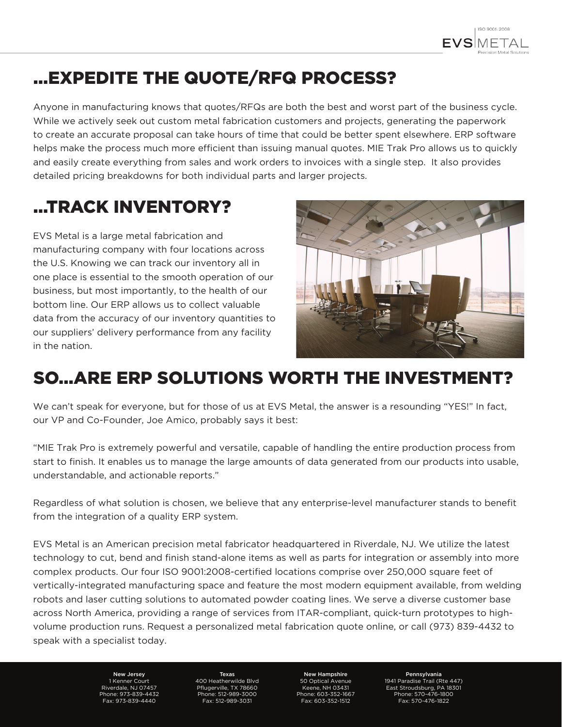## ...EXPEDITE THE QUOTE/RFQ PROCESS?

Anyone in manufacturing knows that quotes/RFQs are both the best and worst part of the business cycle. While we actively seek out custom metal fabrication customers and projects, generating the paperwork to create an accurate proposal can take hours of time that could be better spent elsewhere. ERP software helps make the process much more efficient than issuing manual quotes. MIE Trak Pro allows us to quickly and easily create everything from sales and work orders to invoices with a single step. It also provides detailed pricing breakdowns for both individual parts and larger projects.

## ...TRACK INVENTORY?

EVS Metal is a large metal fabrication and manufacturing company with four locations across the U.S. Knowing we can track our inventory all in one place is essential to the smooth operation of our business, but most importantly, to the health of our bottom line. Our ERP allows us to collect valuable data from the accuracy of our inventory quantities to our suppliers' delivery performance from any facility in the nation.

## SO...ARE ERP SOLUTIONS WORTH THE INVESTMENT?

We can't speak for everyone, but for those of us at EVS Metal, the answer is a resounding "YES!" In fact, our VP and Co-Founder, Joe Amico, probably says it best:

"MIE Trak Pro is extremely powerful and versatile, capable of handling the entire production process from start to finish. It enables us to manage the large amounts of data generated from our products into usable, understandable, and actionable reports."

Regardless of what solution is chosen, we believe that any enterprise-level manufacturer stands to benefit from the integration of a quality ERP system.

EVS Metal is an American precision metal fabricator headquartered in Riverdale, NJ. We utilize the latest technology to cut, bend and finish stand-alone items as well as parts for integration or assembly into more complex products. Our four ISO 9001:2008-certified locations comprise over 250,000 square feet of vertically-integrated manufacturing space and feature the most modern equipment available, from welding robots and laser cutting solutions to automated powder coating lines. We serve a diverse customer base across North America, providing a range of services from ITAR-compliant, quick-turn prototypes to high-volume production runs. Request a personalized metal fabrication quote online, or call (973) 839-4432 to speak with a specialist today.

**New Jersey**
1 Kenner Court
Riverdale, NJ 07457
Phone: 973-839-4432
Fax: 973-839-4440

**Texas**
400 Heatherwilde Blvd
Pflugerville, TX 78660
Phone: 512-989-3000
Fax: 512-989-3031

**New Hampshire**
50 Optical Avenue
Keene, NH 03431
Phone: 603-352-1667
Fax: 603-352-1512

**Pennsylvania**
1941 Paradise Trail (Rte 447)
East Stroudsburg, PA 18301
Phone: 570-476-1800
Fax: 570-476-1822